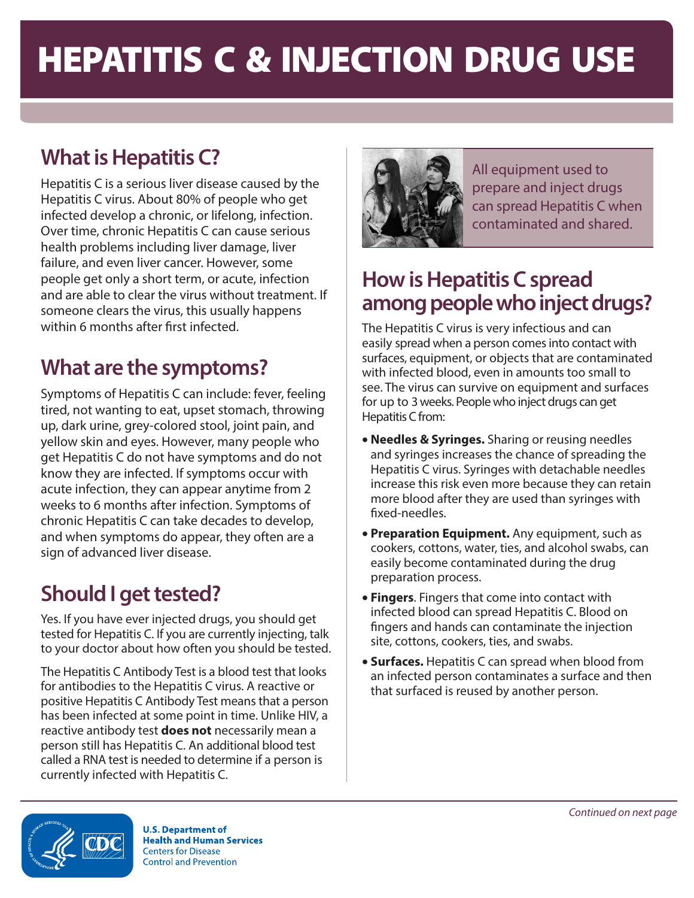# HEPATITIS C & INJECTION DRUG USE

## What is Hepatitis C?

Hepatitis C is a serious liver disease caused by the Hepatitis C virus. About 80% of people who get infected develop a chronic, or lifelong, infection. Over time, chronic Hepatitis C can cause serious health problems including liver damage, liver failure, and even liver cancer. However, some people get only a short term, or acute, infection and are able to clear the virus without treatment. If someone clears the virus, this usually happens within 6 months after first infected.

## What are the symptoms?

Symptoms of Hepatitis C can include: fever, feeling tired, not wanting to eat, upset stomach, throwing up, dark urine, grey-colored stool, joint pain, and yellow skin and eyes. However, many people who get Hepatitis C do not have symptoms and do not know they are infected. If symptoms occur with acute infection, they can appear anytime from 2 weeks to 6 months after infection. Symptoms of chronic Hepatitis C can take decades to develop, and when symptoms do appear, they often are a sign of advanced liver disease.

## Should I get tested?

Yes. If you have ever injected drugs, you should get tested for Hepatitis C. If you are currently injecting, talk to your doctor about how often you should be tested.

The Hepatitis C Antibody Test is a blood test that looks for antibodies to the Hepatitis C virus. A reactive or positive Hepatitis C Antibody Test means that a person has been infected at some point in time. Unlike HIV, a reactive antibody test **does not** necessarily mean a person still has Hepatitis C. An additional blood test called a RNA test is needed to determine if a person is currently infected with Hepatitis C.

All equipment used to prepare and inject drugs can spread Hepatitis C when contaminated and shared.

## How is Hepatitis C spread among people who inject drugs?

The Hepatitis C virus is very infectious and can easily spread when a person comes into contact with surfaces, equipment, or objects that are contaminated with infected blood, even in amounts too small to see. The virus can survive on equipment and surfaces for up to 3 weeks. People who inject drugs can get Hepatitis C from:

- **Needles & Syringes.** Sharing or reusing needles and syringes increases the chance of spreading the Hepatitis C virus. Syringes with detachable needles increase this risk even more because they can retain more blood after they are used than syringes with fixed-needles.
- **Preparation Equipment.** Any equipment, such as cookers, cottons, water, ties, and alcohol swabs, can easily become contaminated during the drug preparation process.
- **Fingers**. Fingers that come into contact with infected blood can spread Hepatitis C. Blood on fingers and hands can contaminate the injection site, cottons, cookers, ties, and swabs.
- **Surfaces.** Hepatitis C can spread when blood from an infected person contaminates a surface and then that surfaced is reused by another person.

*Continued on next page*

U.S. Department of Health and Human Services
Centers for Disease Control and Prevention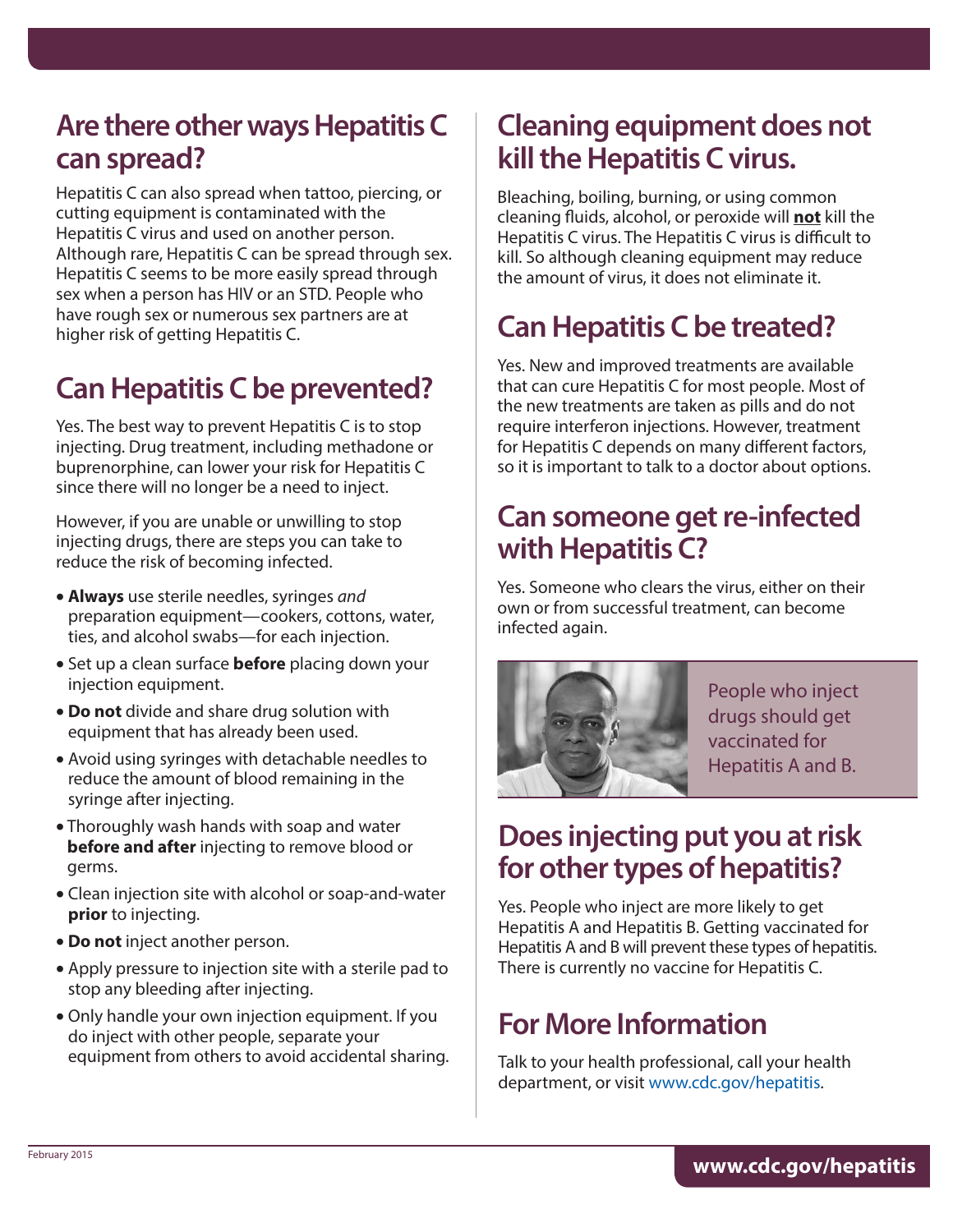## Are there other ways Hepatitis C can spread?

Hepatitis C can also spread when tattoo, piercing, or cutting equipment is contaminated with the Hepatitis C virus and used on another person. Although rare, Hepatitis C can be spread through sex. Hepatitis C seems to be more easily spread through sex when a person has HIV or an STD. People who have rough sex or numerous sex partners are at higher risk of getting Hepatitis C.

## Can Hepatitis C be prevented?

Yes. The best way to prevent Hepatitis C is to stop injecting. Drug treatment, including methadone or buprenorphine, can lower your risk for Hepatitis C since there will no longer be a need to inject.

However, if you are unable or unwilling to stop injecting drugs, there are steps you can take to reduce the risk of becoming infected.

- **Always** use sterile needles, syringes *and* preparation equipment—cookers, cottons, water, ties, and alcohol swabs—for each injection.
- Set up a clean surface **before** placing down your injection equipment.
- **Do not** divide and share drug solution with equipment that has already been used.
- Avoid using syringes with detachable needles to reduce the amount of blood remaining in the syringe after injecting.
- Thoroughly wash hands with soap and water **before and after** injecting to remove blood or germs.
- Clean injection site with alcohol or soap-and-water **prior** to injecting.
- **Do not** inject another person.
- Apply pressure to injection site with a sterile pad to stop any bleeding after injecting.
- Only handle your own injection equipment. If you do inject with other people, separate your equipment from others to avoid accidental sharing.

## Cleaning equipment does not kill the Hepatitis C virus.

Bleaching, boiling, burning, or using common cleaning fluids, alcohol, or peroxide will **not** kill the Hepatitis C virus. The Hepatitis C virus is difficult to kill. So although cleaning equipment may reduce the amount of virus, it does not eliminate it.

## Can Hepatitis C be treated?

Yes. New and improved treatments are available that can cure Hepatitis C for most people. Most of the new treatments are taken as pills and do not require interferon injections. However, treatment for Hepatitis C depends on many different factors, so it is important to talk to a doctor about options.

## Can someone get re-infected with Hepatitis C?

Yes. Someone who clears the virus, either on their own or from successful treatment, can become infected again.

People who inject drugs should get vaccinated for Hepatitis A and B.

## Does injecting put you at risk for other types of hepatitis?

Yes. People who inject are more likely to get Hepatitis A and Hepatitis B. Getting vaccinated for Hepatitis A and B will prevent these types of hepatitis. There is currently no vaccine for Hepatitis C.

## For More Information

Talk to your health professional, call your health department, or visit www.cdc.gov/hepatitis.

February 2015

www.cdc.gov/hepatitis